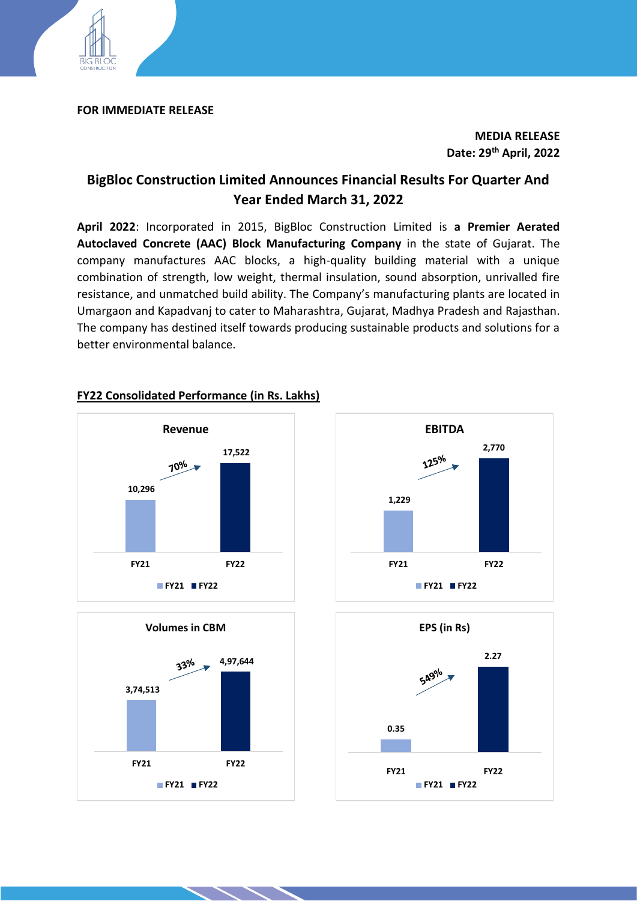**FOR IMMEDIATE RELEASE**

**MEDIA RELEASE**
**Date: 29th April, 2022**

# BigBloc Construction Limited Announces Financial Results For Quarter And Year Ended March 31, 2022

**April 2022**: Incorporated in 2015, BigBloc Construction Limited is **a Premier Aerated Autoclaved Concrete (AAC) Block Manufacturing Company** in the state of Gujarat. The company manufactures AAC blocks, a high-quality building material with a unique combination of strength, low weight, thermal insulation, sound absorption, unrivalled fire resistance, and unmatched build ability. The Company's manufacturing plants are located in Umargaon and Kapadvanj to cater to Maharashtra, Gujarat, Madhya Pradesh and Rajasthan. The company has destined itself towards producing sustainable products and solutions for a better environmental balance.

## FY22 Consolidated Performance (in Rs. Lakhs)

**Revenue**

| | FY21 | FY22 |
|---|---|---|
| Revenue | 10,296 | 17,522 |

Growth: 70%

**EBITDA**

| | FY21 | FY22 |
|---|---|---|
| EBITDA | 1,229 | 2,770 |

Growth: 125%

**Volumes in CBM**

| | FY21 | FY22 |
|---|---|---|
| Volumes in CBM | 3,74,513 | 4,97,644 |

Growth: 33%

**EPS (in Rs)**

| | FY21 | FY22 |
|---|---|---|
| EPS (in Rs) | 0.35 | 2.27 |

Growth: 549%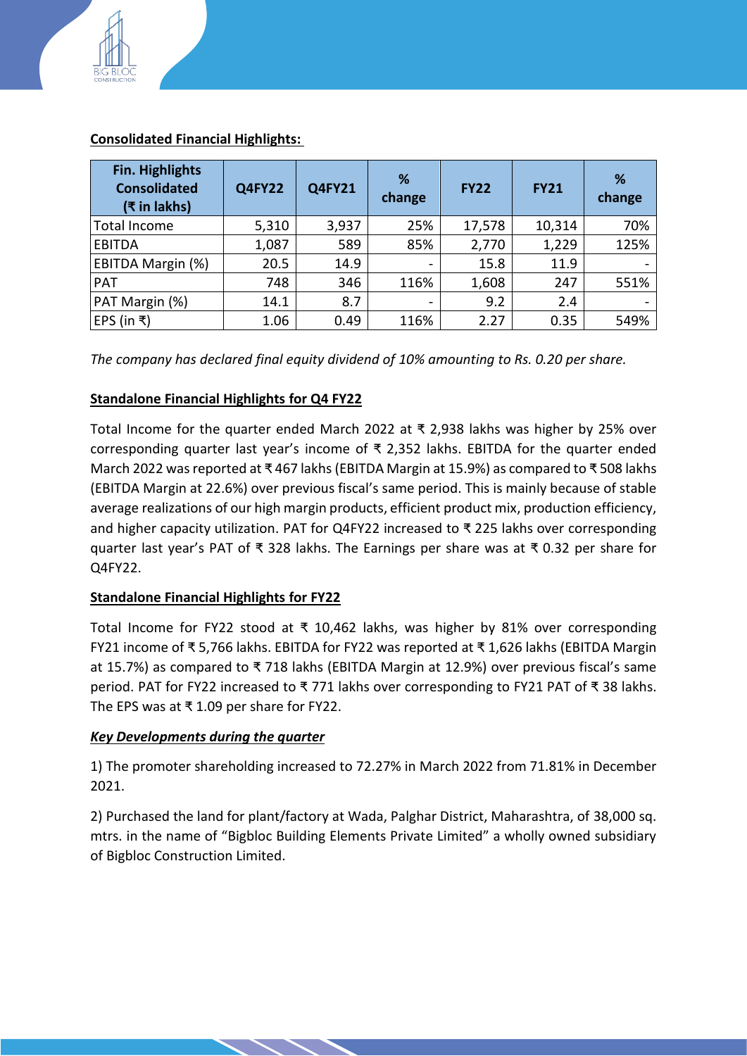**Consolidated Financial Highlights:**

| Fin. Highlights Consolidated (₹ in lakhs) | Q4FY22 | Q4FY21 | % change | FY22 | FY21 | % change |
|---|---|---|---|---|---|---|
| Total Income | 5,310 | 3,937 | 25% | 17,578 | 10,314 | 70% |
| EBITDA | 1,087 | 589 | 85% | 2,770 | 1,229 | 125% |
| EBITDA Margin (%) | 20.5 | 14.9 | - | 15.8 | 11.9 | - |
| PAT | 748 | 346 | 116% | 1,608 | 247 | 551% |
| PAT Margin (%) | 14.1 | 8.7 | - | 9.2 | 2.4 | - |
| EPS (in ₹) | 1.06 | 0.49 | 116% | 2.27 | 0.35 | 549% |

*The company has declared final equity dividend of 10% amounting to Rs. 0.20 per share.*

**Standalone Financial Highlights for Q4 FY22**

Total Income for the quarter ended March 2022 at ₹ 2,938 lakhs was higher by 25% over corresponding quarter last year's income of ₹ 2,352 lakhs. EBITDA for the quarter ended March 2022 was reported at ₹ 467 lakhs (EBITDA Margin at 15.9%) as compared to ₹ 508 lakhs (EBITDA Margin at 22.6%) over previous fiscal's same period. This is mainly because of stable average realizations of our high margin products, efficient product mix, production efficiency, and higher capacity utilization. PAT for Q4FY22 increased to ₹ 225 lakhs over corresponding quarter last year's PAT of ₹ 328 lakhs. The Earnings per share was at ₹ 0.32 per share for Q4FY22.

**Standalone Financial Highlights for FY22**

Total Income for FY22 stood at ₹ 10,462 lakhs, was higher by 81% over corresponding FY21 income of ₹ 5,766 lakhs. EBITDA for FY22 was reported at ₹ 1,626 lakhs (EBITDA Margin at 15.7%) as compared to ₹ 718 lakhs (EBITDA Margin at 12.9%) over previous fiscal's same period. PAT for FY22 increased to ₹ 771 lakhs over corresponding to FY21 PAT of ₹ 38 lakhs. The EPS was at ₹ 1.09 per share for FY22.

***Key Developments during the quarter***

1) The promoter shareholding increased to 72.27% in March 2022 from 71.81% in December 2021.

2) Purchased the land for plant/factory at Wada, Palghar District, Maharashtra, of 38,000 sq. mtrs. in the name of "Bigbloc Building Elements Private Limited" a wholly owned subsidiary of Bigbloc Construction Limited.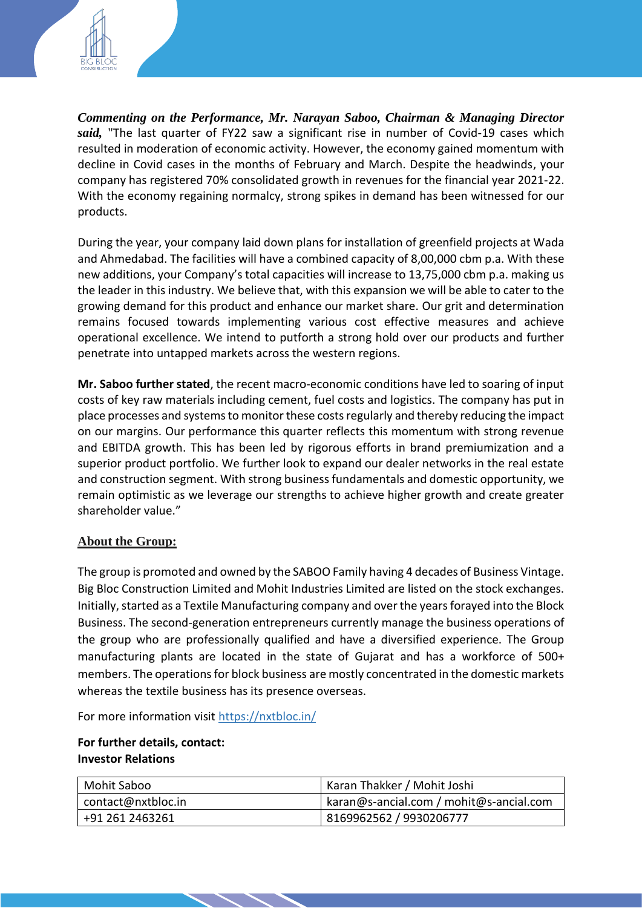***Commenting on the Performance, Mr. Narayan Saboo, Chairman & Managing Director said,*** "The last quarter of FY22 saw a significant rise in number of Covid-19 cases which resulted in moderation of economic activity. However, the economy gained momentum with decline in Covid cases in the months of February and March. Despite the headwinds, your company has registered 70% consolidated growth in revenues for the financial year 2021-22. With the economy regaining normalcy, strong spikes in demand has been witnessed for our products.

During the year, your company laid down plans for installation of greenfield projects at Wada and Ahmedabad. The facilities will have a combined capacity of 8,00,000 cbm p.a. With these new additions, your Company's total capacities will increase to 13,75,000 cbm p.a. making us the leader in this industry. We believe that, with this expansion we will be able to cater to the growing demand for this product and enhance our market share. Our grit and determination remains focused towards implementing various cost effective measures and achieve operational excellence. We intend to putforth a strong hold over our products and further penetrate into untapped markets across the western regions.

**Mr. Saboo further stated**, the recent macro-economic conditions have led to soaring of input costs of key raw materials including cement, fuel costs and logistics. The company has put in place processes and systems to monitor these costs regularly and thereby reducing the impact on our margins. Our performance this quarter reflects this momentum with strong revenue and EBITDA growth. This has been led by rigorous efforts in brand premiumization and a superior product portfolio. We further look to expand our dealer networks in the real estate and construction segment. With strong business fundamentals and domestic opportunity, we remain optimistic as we leverage our strengths to achieve higher growth and create greater shareholder value."

## About the Group:

The group is promoted and owned by the SABOO Family having 4 decades of Business Vintage. Big Bloc Construction Limited and Mohit Industries Limited are listed on the stock exchanges. Initially, started as a Textile Manufacturing company and over the years forayed into the Block Business. The second-generation entrepreneurs currently manage the business operations of the group who are professionally qualified and have a diversified experience. The Group manufacturing plants are located in the state of Gujarat and has a workforce of 500+ members. The operations for block business are mostly concentrated in the domestic markets whereas the textile business has its presence overseas.

For more information visit https://nxtbloc.in/

**For further details, contact:**
**Investor Relations**

| | |
|---|---|
| Mohit Saboo | Karan Thakker / Mohit Joshi |
| contact@nxtbloc.in | karan@s-ancial.com / mohit@s-ancial.com |
| +91 261 2463261 | 8169962562 / 9930206777 |